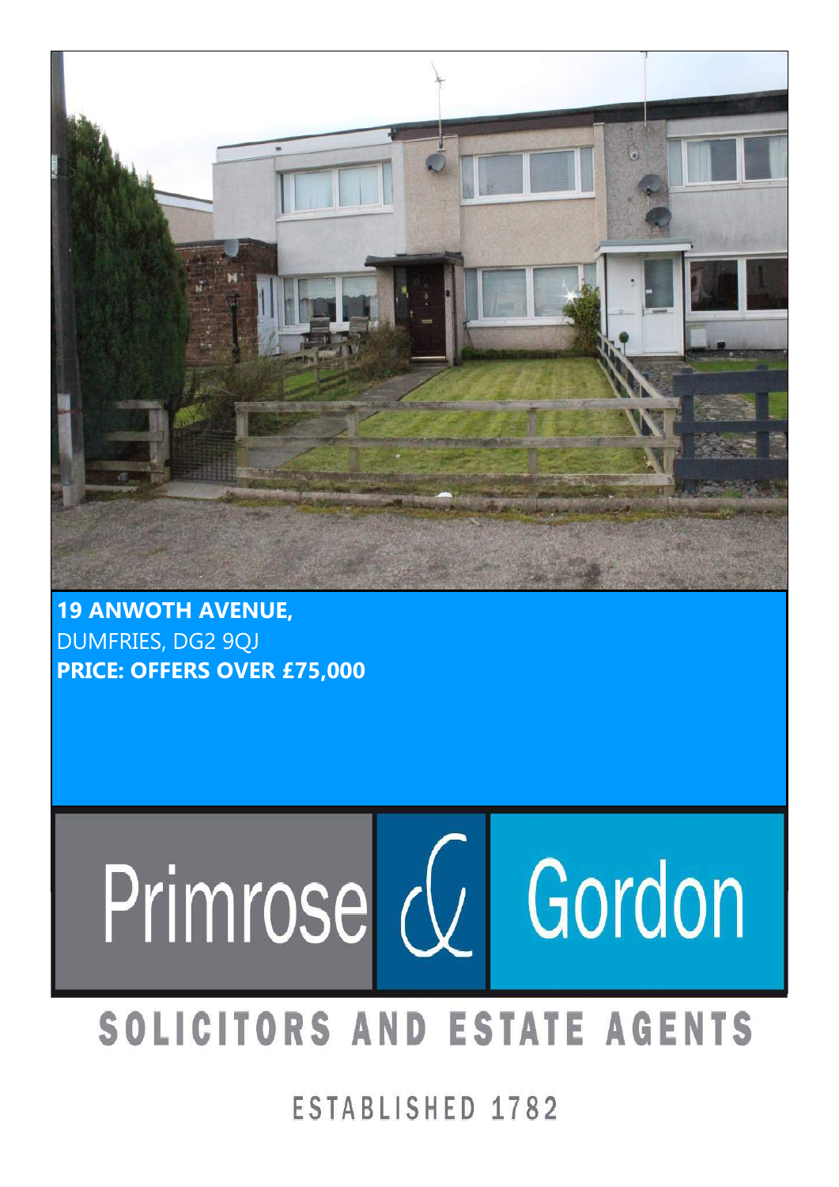**19 ANWOTH AVENUE,**
DUMFRIES, DG2 9QJ
**PRICE: OFFERS OVER £75,000**

Primrose & Gordon

SOLICITORS AND ESTATE AGENTS

ESTABLISHED 1782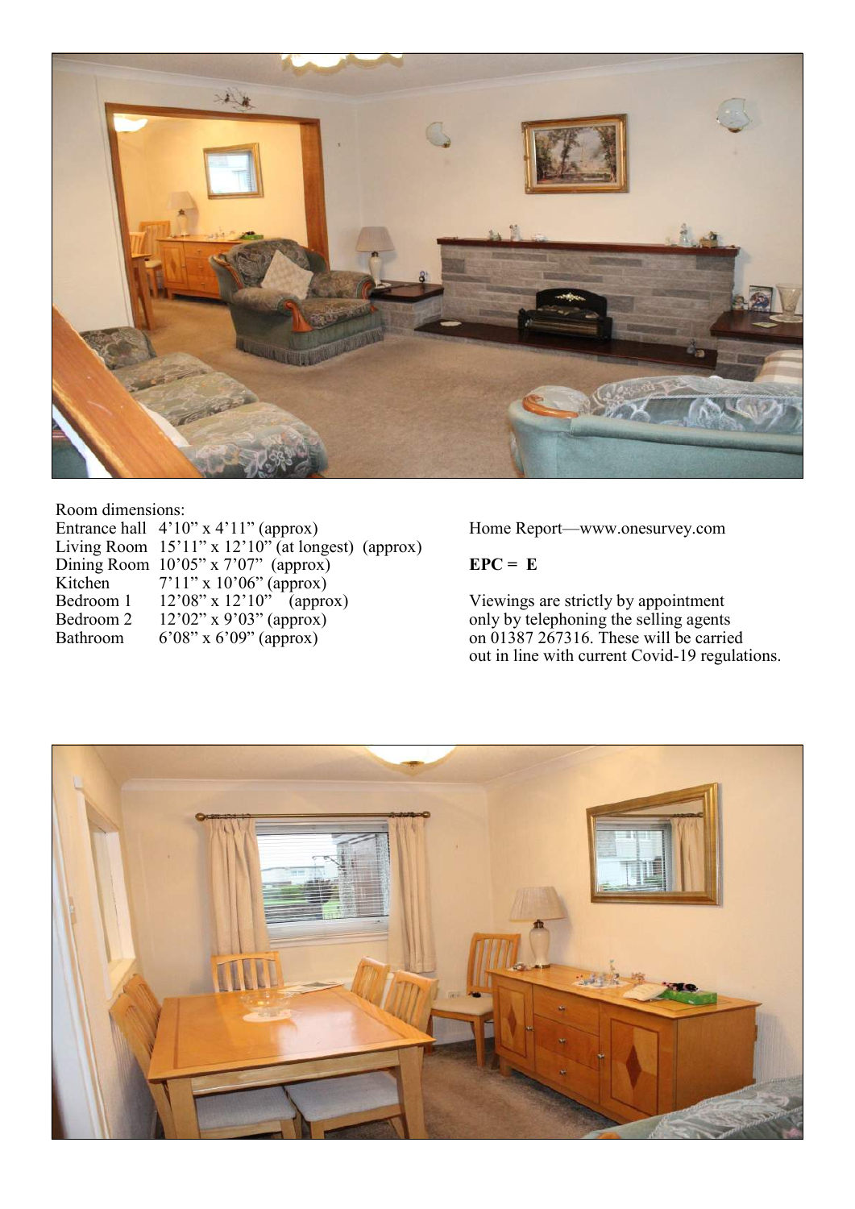Room dimensions:

| | |
|---|---|
| Entrance hall | 4'10" x 4'11" (approx) |
| Living Room | 15'11" x 12'10" (at longest) (approx) |
| Dining Room | 10'05" x 7'07" (approx) |
| Kitchen | 7'11" x 10'06" (approx) |
| Bedroom 1 | 12'08" x 12'10" (approx) |
| Bedroom 2 | 12'02" x 9'03" (approx) |
| Bathroom | 6'08" x 6'09" (approx) |

Home Report—www.onesurvey.com

**EPC = E**

Viewings are strictly by appointment only by telephoning the selling agents on 01387 267316. These will be carried out in line with current Covid-19 regulations.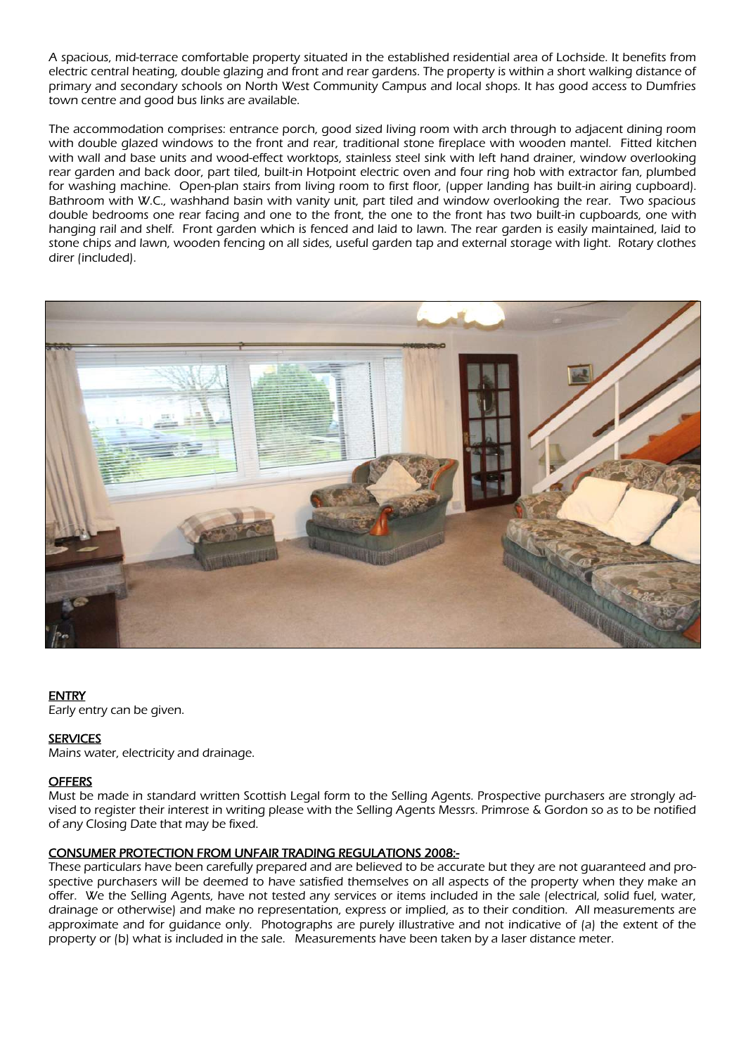A spacious, mid-terrace comfortable property situated in the established residential area of Lochside. It benefits from electric central heating, double glazing and front and rear gardens. The property is within a short walking distance of primary and secondary schools on North West Community Campus and local shops. It has good access to Dumfries town centre and good bus links are available.

The accommodation comprises: entrance porch, good sized living room with arch through to adjacent dining room with double glazed windows to the front and rear, traditional stone fireplace with wooden mantel. Fitted kitchen with wall and base units and wood-effect worktops, stainless steel sink with left hand drainer, window overlooking rear garden and back door, part tiled, built-in Hotpoint electric oven and four ring hob with extractor fan, plumbed for washing machine. Open-plan stairs from living room to first floor, (upper landing has built-in airing cupboard). Bathroom with W.C., washhand basin with vanity unit, part tiled and window overlooking the rear. Two spacious double bedrooms one rear facing and one to the front, the one to the front has two built-in cupboards, one with hanging rail and shelf. Front garden which is fenced and laid to lawn. The rear garden is easily maintained, laid to stone chips and lawn, wooden fencing on all sides, useful garden tap and external storage with light. Rotary clothes direr (included).

## ENTRY

Early entry can be given.

## SERVICES

Mains water, electricity and drainage.

## OFFERS

Must be made in standard written Scottish Legal form to the Selling Agents. Prospective purchasers are strongly advised to register their interest in writing please with the Selling Agents Messrs. Primrose & Gordon so as to be notified of any Closing Date that may be fixed.

## CONSUMER PROTECTION FROM UNFAIR TRADING REGULATIONS 2008:-

These particulars have been carefully prepared and are believed to be accurate but they are not guaranteed and prospective purchasers will be deemed to have satisfied themselves on all aspects of the property when they make an offer. We the Selling Agents, have not tested any services or items included in the sale (electrical, solid fuel, water, drainage or otherwise) and make no representation, express or implied, as to their condition. All measurements are approximate and for guidance only. Photographs are purely illustrative and not indicative of (a) the extent of the property or (b) what is included in the sale. Measurements have been taken by a laser distance meter.